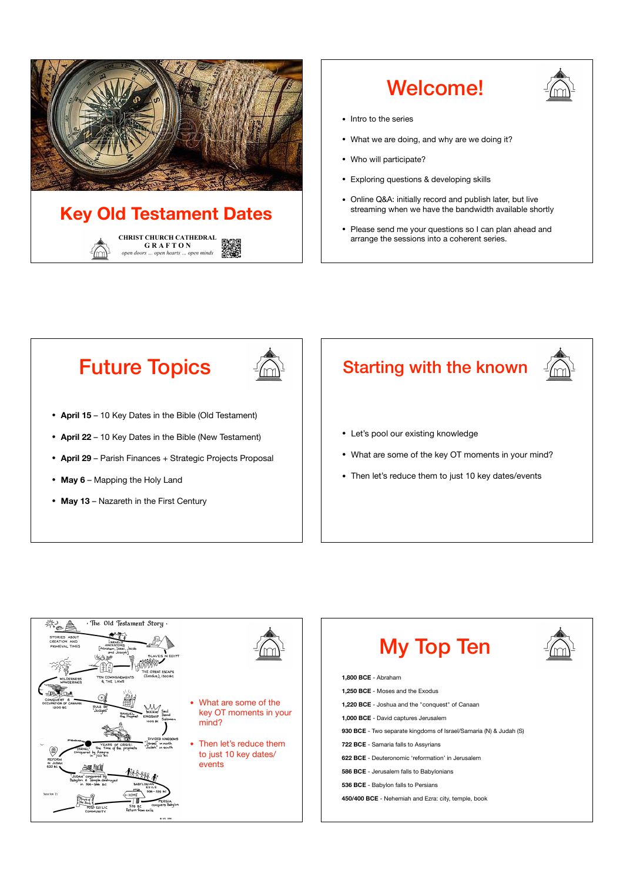# Key Old Testament Dates

CHRIST CHURCH CATHEDRAL
GRAFTON
*open doors ... open hearts ... open minds*

## Welcome!

- Intro to the series
- What we are doing, and why are we doing it?
- Who will participate?
- Exploring questions & developing skills
- Online Q&A: initially record and publish later, but live streaming when we have the bandwidth available shortly
- Please send me your questions so I can plan ahead and arrange the sessions into a coherent series.

## Future Topics

- **April 15** – 10 Key Dates in the Bible (Old Testament)
- **April 22** – 10 Key Dates in the Bible (New Testament)
- **April 29** – Parish Finances + Strategic Projects Proposal
- **May 6** – Mapping the Holy Land
- **May 13** – Nazareth in the First Century

## Starting with the known

- Let's pool our existing knowledge
- What are some of the key OT moments in your mind?
- Then let's reduce them to just 10 key dates/events

## The Old Testament Story

- What are some of the key OT moments in your mind?
- Then let's reduce them to just 10 key dates/ events

## My Top Ten

**1,800 BCE** - Abraham

**1,250 BCE** - Moses and the Exodus

**1,220 BCE** - Joshua and the "conquest" of Canaan

**1,000 BCE** - David captures Jerusalem

**930 BCE** - Two separate kingdoms of Israel/Samaria (N) & Judah (S)

**722 BCE** - Samaria falls to Assyrians

**622 BCE** - Deuteronomic 'reformation' in Jerusalem

**586 BCE** - Jerusalem falls to Babylonians

**536 BCE** - Babylon falls to Persians

**450/400 BCE** - Nehemiah and Ezra: city, temple, book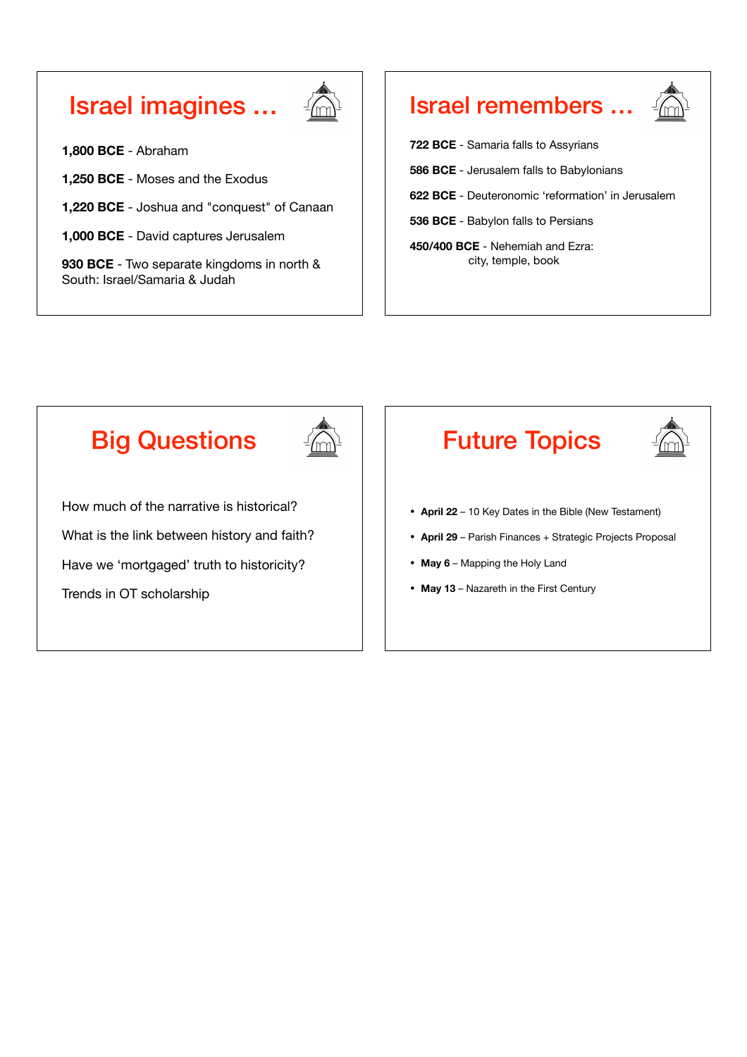## Israel imagines …

**1,800 BCE** - Abraham

**1,250 BCE** - Moses and the Exodus

**1,220 BCE** - Joshua and "conquest" of Canaan

**1,000 BCE** - David captures Jerusalem

**930 BCE** - Two separate kingdoms in north & South: Israel/Samaria & Judah

## Israel remembers …

**722 BCE** - Samaria falls to Assyrians

**586 BCE** - Jerusalem falls to Babylonians

**622 BCE** - Deuteronomic 'reformation' in Jerusalem

**536 BCE** - Babylon falls to Persians

**450/400 BCE** - Nehemiah and Ezra:
city, temple, book

## Big Questions

How much of the narrative is historical?

What is the link between history and faith?

Have we 'mortgaged' truth to historicity?

Trends in OT scholarship

## Future Topics

- **April 22** – 10 Key Dates in the Bible (New Testament)
- **April 29** – Parish Finances + Strategic Projects Proposal
- **May 6** – Mapping the Holy Land
- **May 13** – Nazareth in the First Century